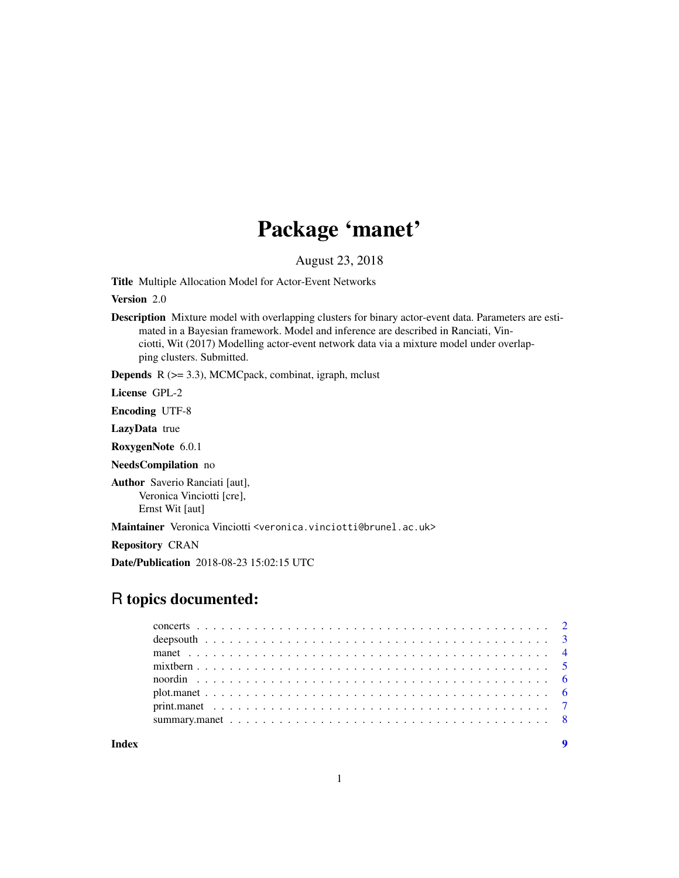# Package 'manet'

August 23, 2018

**Title** Multiple Allocation Model for Actor-Event Networks

**Version** 2.0

**Description** Mixture model with overlapping clusters for binary actor-event data. Parameters are estimated in a Bayesian framework. Model and inference are described in Ranciati, Vinciotti, Wit (2017) Modelling actor-event network data via a mixture model under overlapping clusters. Submitted.

**Depends** R (>= 3.3), MCMCpack, combinat, igraph, mclust

**License** GPL-2

**Encoding** UTF-8

**LazyData** true

**RoxygenNote** 6.0.1

**NeedsCompilation** no

**Author** Saverio Ranciati [aut],
Veronica Vinciotti [cre],
Ernst Wit [aut]

**Maintainer** Veronica Vinciotti <veronica.vinciotti@brunel.ac.uk>

**Repository** CRAN

**Date/Publication** 2018-08-23 15:02:15 UTC

## R topics documented:

- concerts . . . . . . . . . . . . . . . . . . . . . . . . . . . . . . . . . . . . . . . . . . 2
- deepsouth . . . . . . . . . . . . . . . . . . . . . . . . . . . . . . . . . . . . . . . . . 3
- manet . . . . . . . . . . . . . . . . . . . . . . . . . . . . . . . . . . . . . . . . . . . 4
- mixtbern . . . . . . . . . . . . . . . . . . . . . . . . . . . . . . . . . . . . . . . . . . 5
- noordin . . . . . . . . . . . . . . . . . . . . . . . . . . . . . . . . . . . . . . . . . . 6
- plot.manet . . . . . . . . . . . . . . . . . . . . . . . . . . . . . . . . . . . . . . . . . 6
- print.manet . . . . . . . . . . . . . . . . . . . . . . . . . . . . . . . . . . . . . . . . 7
- summary.manet . . . . . . . . . . . . . . . . . . . . . . . . . . . . . . . . . . . . . . 8

**Index** 9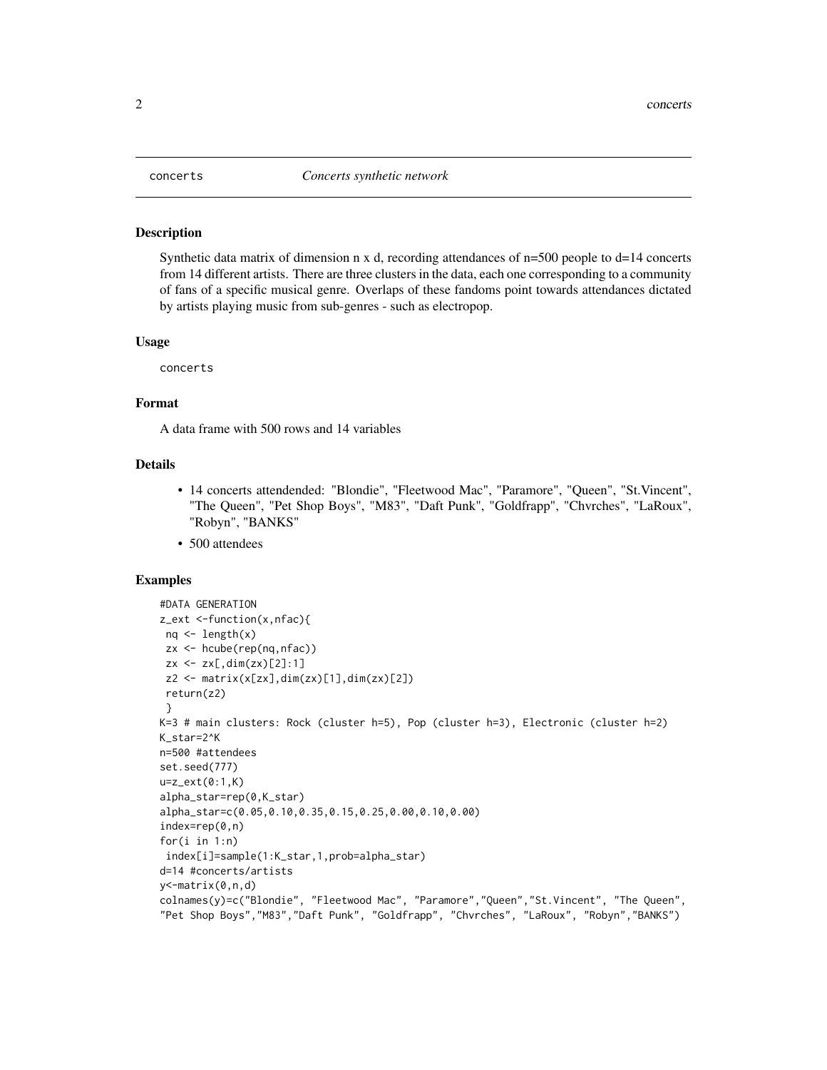`concerts` *Concerts synthetic network*

## Description

Synthetic data matrix of dimension n x d, recording attendances of n=500 people to d=14 concerts from 14 different artists. There are three clusters in the data, each one corresponding to a community of fans of a specific musical genre. Overlaps of these fandoms point towards attendances dictated by artists playing music from sub-genres - such as electropop.

## Usage

```
concerts
```

## Format

A data frame with 500 rows and 14 variables

## Details

- 14 concerts attendended: "Blondie", "Fleetwood Mac", "Paramore", "Queen", "St.Vincent", "The Queen", "Pet Shop Boys", "M83", "Daft Punk", "Goldfrapp", "Chvrches", "LaRoux", "Robyn", "BANKS"
- 500 attendees

## Examples

```
#DATA GENERATION
z_ext <-function(x,nfac){
 nq <- length(x)
 zx <- hcube(rep(nq,nfac))
 zx <- zx[,dim(zx)[2]:1]
 z2 <- matrix(x[zx],dim(zx)[1],dim(zx)[2])
 return(z2)
 }
K=3 # main clusters: Rock (cluster h=5), Pop (cluster h=3), Electronic (cluster h=2)
K_star=2^K
n=500 #attendees
set.seed(777)
u=z_ext(0:1,K)
alpha_star=rep(0,K_star)
alpha_star=c(0.05,0.10,0.35,0.15,0.25,0.00,0.10,0.00)
index=rep(0,n)
for(i in 1:n)
 index[i]=sample(1:K_star,1,prob=alpha_star)
d=14 #concerts/artists
y<-matrix(0,n,d)
colnames(y)=c("Blondie", "Fleetwood Mac", "Paramore","Queen","St.Vincent", "The Queen",
"Pet Shop Boys","M83","Daft Punk", "Goldfrapp", "Chvrches", "LaRoux", "Robyn","BANKS")
```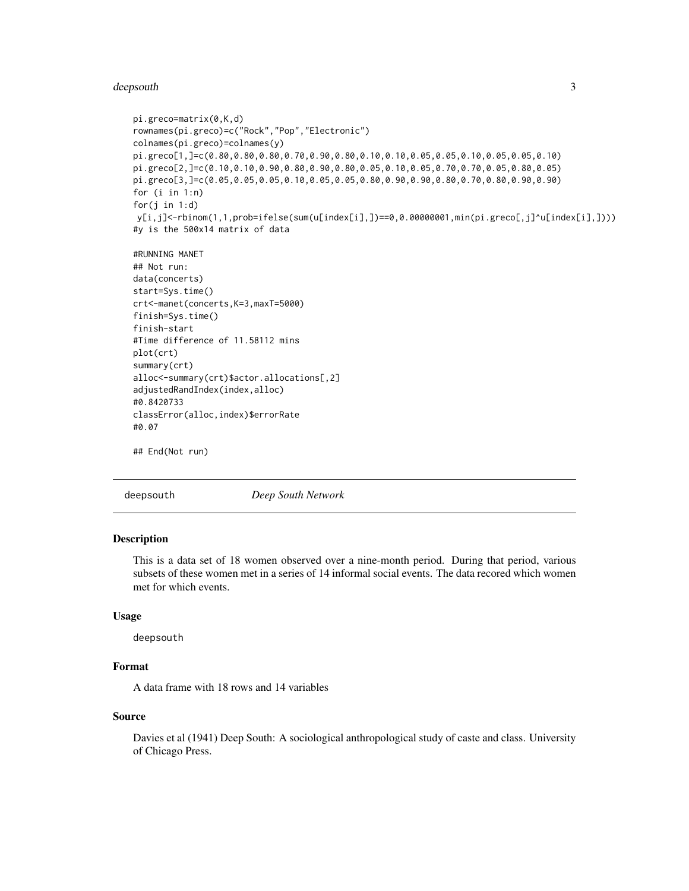```
pi.greco=matrix(0,K,d)
rownames(pi.greco)=c("Rock","Pop","Electronic")
colnames(pi.greco)=colnames(y)
pi.greco[1,]=c(0.80,0.80,0.80,0.70,0.90,0.80,0.10,0.10,0.05,0.05,0.10,0.05,0.05,0.10)
pi.greco[2,]=c(0.10,0.10,0.90,0.80,0.90,0.80,0.05,0.10,0.05,0.70,0.70,0.05,0.80,0.05)
pi.greco[3,]=c(0.05,0.05,0.05,0.10,0.05,0.05,0.80,0.90,0.90,0.80,0.70,0.80,0.90,0.90)
for (i in 1:n)
for(j in 1:d)
 y[i,j]<-rbinom(1,1,prob=ifelse(sum(u[index[i],])==0,0.00000001,min(pi.greco[,j]^u[index[i],])))
#y is the 500x14 matrix of data

#RUNNING MANET
## Not run:
data(concerts)
start=Sys.time()
crt<-manet(concerts,K=3,maxT=5000)
finish=Sys.time()
finish-start
#Time difference of 11.58112 mins
plot(crt)
summary(crt)
alloc<-summary(crt)$actor.allocations[,2]
adjustedRandIndex(index,alloc)
#0.8420733
classError(alloc,index)$errorRate
#0.07

## End(Not run)
```

---

`deepsouth` *Deep South Network*

---

## Description

This is a data set of 18 women observed over a nine-month period. During that period, various subsets of these women met in a series of 14 informal social events. The data recored which women met for which events.

## Usage

```
deepsouth
```

## Format

A data frame with 18 rows and 14 variables

## Source

Davies et al (1941) Deep South: A sociological anthropological study of caste and class. University of Chicago Press.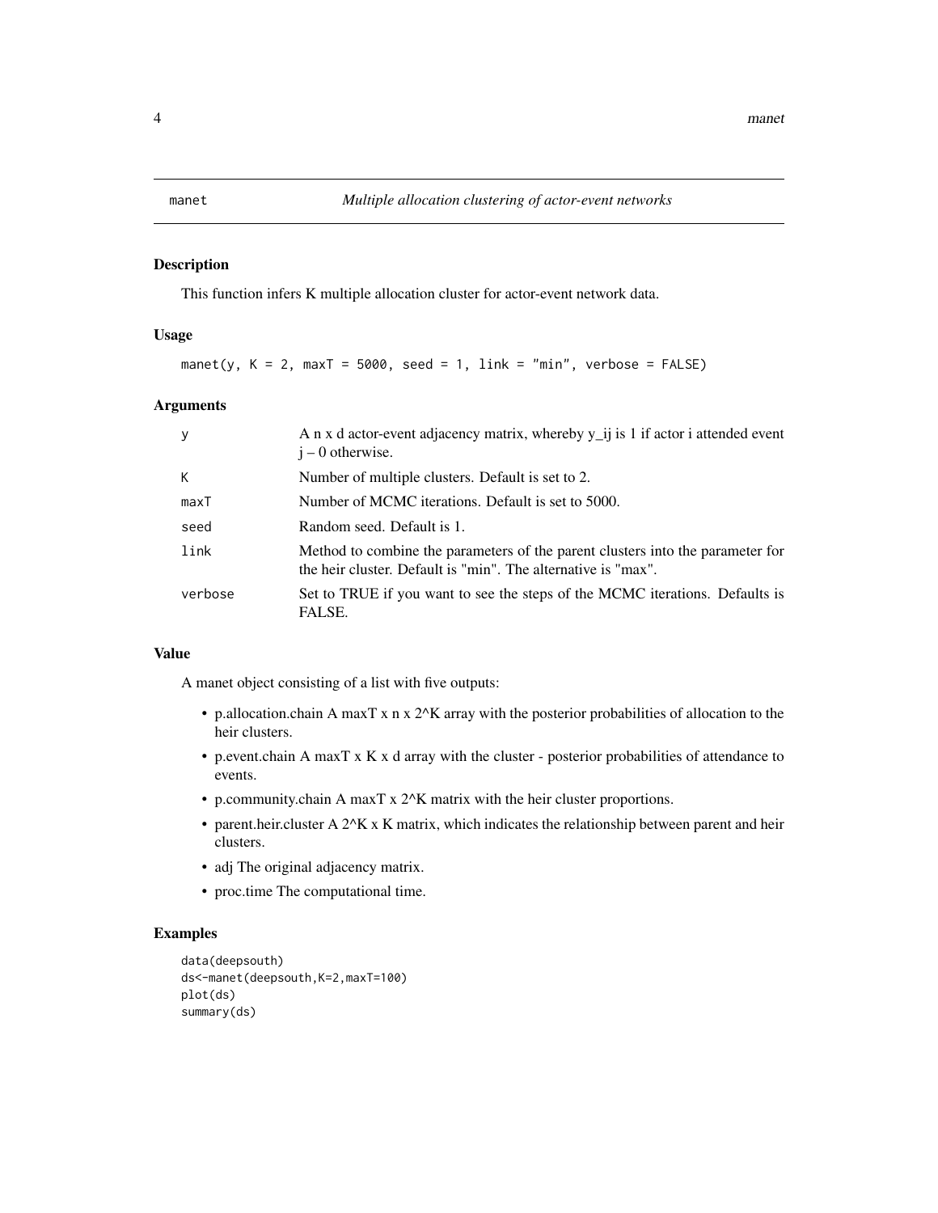# manet — *Multiple allocation clustering of actor-event networks*

## Description

This function infers K multiple allocation cluster for actor-event network data.

## Usage

```
manet(y, K = 2, maxT = 5000, seed = 1, link = "min", verbose = FALSE)
```

## Arguments

| | |
|---|---|
| `y` | A n x d actor-event adjacency matrix, whereby y_ij is 1 if actor i attended event j – 0 otherwise. |
| `K` | Number of multiple clusters. Default is set to 2. |
| `maxT` | Number of MCMC iterations. Default is set to 5000. |
| `seed` | Random seed. Default is 1. |
| `link` | Method to combine the parameters of the parent clusters into the parameter for the heir cluster. Default is "min". The alternative is "max". |
| `verbose` | Set to TRUE if you want to see the steps of the MCMC iterations. Defaults is FALSE. |

## Value

A manet object consisting of a list with five outputs:

- p.allocation.chain A maxT x n x 2^K array with the posterior probabilities of allocation to the heir clusters.
- p.event.chain A maxT x K x d array with the cluster - posterior probabilities of attendance to events.
- p.community.chain A maxT x 2^K matrix with the heir cluster proportions.
- parent.heir.cluster A 2^K x K matrix, which indicates the relationship between parent and heir clusters.
- adj The original adjacency matrix.
- proc.time The computational time.

## Examples

```
data(deepsouth)
ds<-manet(deepsouth,K=2,maxT=100)
plot(ds)
summary(ds)
```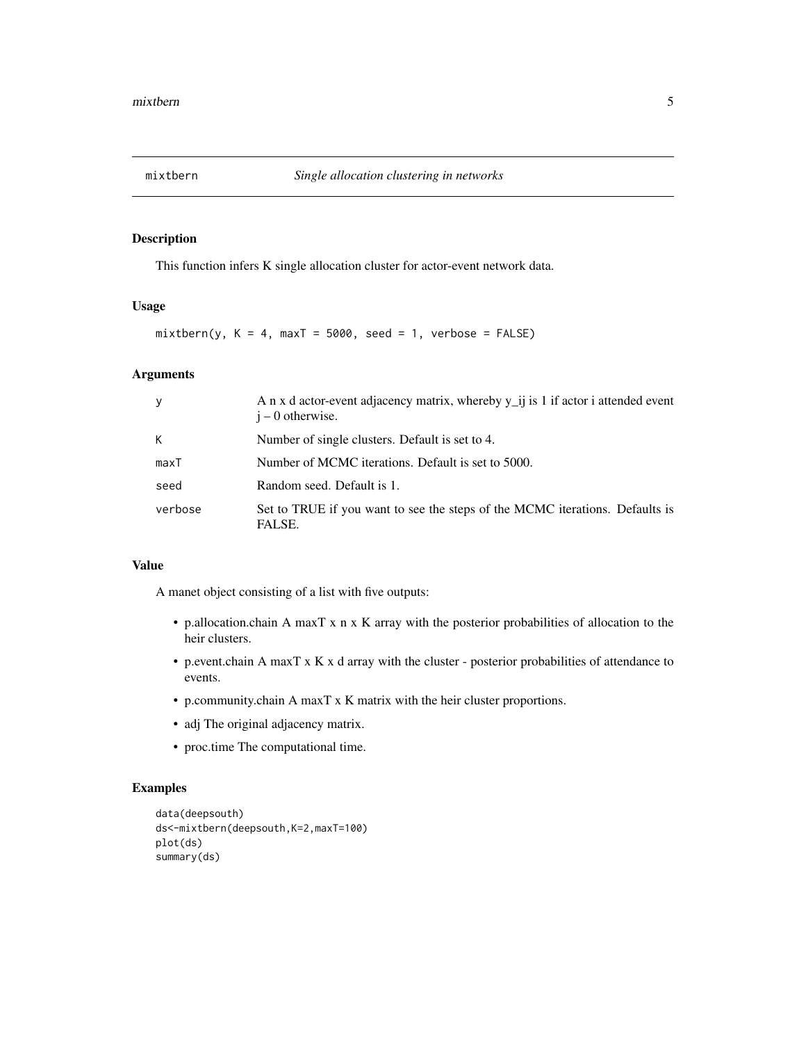# mixtbern *Single allocation clustering in networks*

## Description

This function infers K single allocation cluster for actor-event network data.

## Usage

```
mixtbern(y, K = 4, maxT = 5000, seed = 1, verbose = FALSE)
```

## Arguments

| | |
|---|---|
| y | A n x d actor-event adjacency matrix, whereby y_ij is 1 if actor i attended event j – 0 otherwise. |
| K | Number of single clusters. Default is set to 4. |
| maxT | Number of MCMC iterations. Default is set to 5000. |
| seed | Random seed. Default is 1. |
| verbose | Set to TRUE if you want to see the steps of the MCMC iterations. Defaults is FALSE. |

## Value

A manet object consisting of a list with five outputs:

- p.allocation.chain A maxT x n x K array with the posterior probabilities of allocation to the heir clusters.
- p.event.chain A maxT x K x d array with the cluster - posterior probabilities of attendance to events.
- p.community.chain A maxT x K matrix with the heir cluster proportions.
- adj The original adjacency matrix.
- proc.time The computational time.

## Examples

```
data(deepsouth)
ds<-mixtbern(deepsouth,K=2,maxT=100)
plot(ds)
summary(ds)
```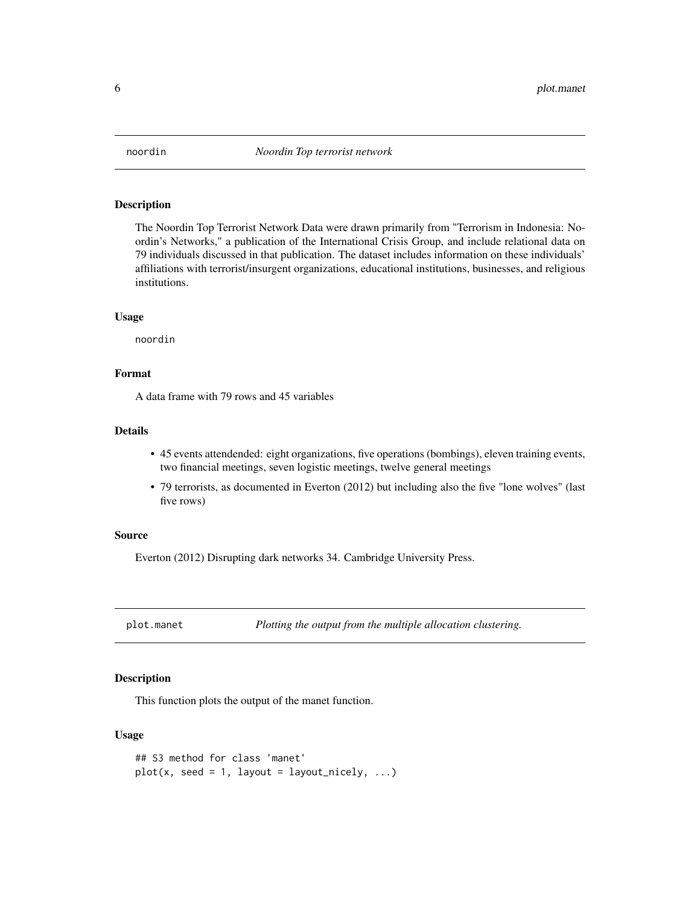## noordin — *Noordin Top terrorist network*

### Description

The Noordin Top Terrorist Network Data were drawn primarily from "Terrorism in Indonesia: Noordin's Networks," a publication of the International Crisis Group, and include relational data on 79 individuals discussed in that publication. The dataset includes information on these individuals' affiliations with terrorist/insurgent organizations, educational institutions, businesses, and religious institutions.

### Usage

```
noordin
```

### Format

A data frame with 79 rows and 45 variables

### Details

- 45 events attendended: eight organizations, five operations (bombings), eleven training events, two financial meetings, seven logistic meetings, twelve general meetings
- 79 terrorists, as documented in Everton (2012) but including also the five "lone wolves" (last five rows)

### Source

Everton (2012) Disrupting dark networks 34. Cambridge University Press.

## plot.manet — *Plotting the output from the multiple allocation clustering.*

### Description

This function plots the output of the manet function.

### Usage

```
## S3 method for class 'manet'
plot(x, seed = 1, layout = layout_nicely, ...)
```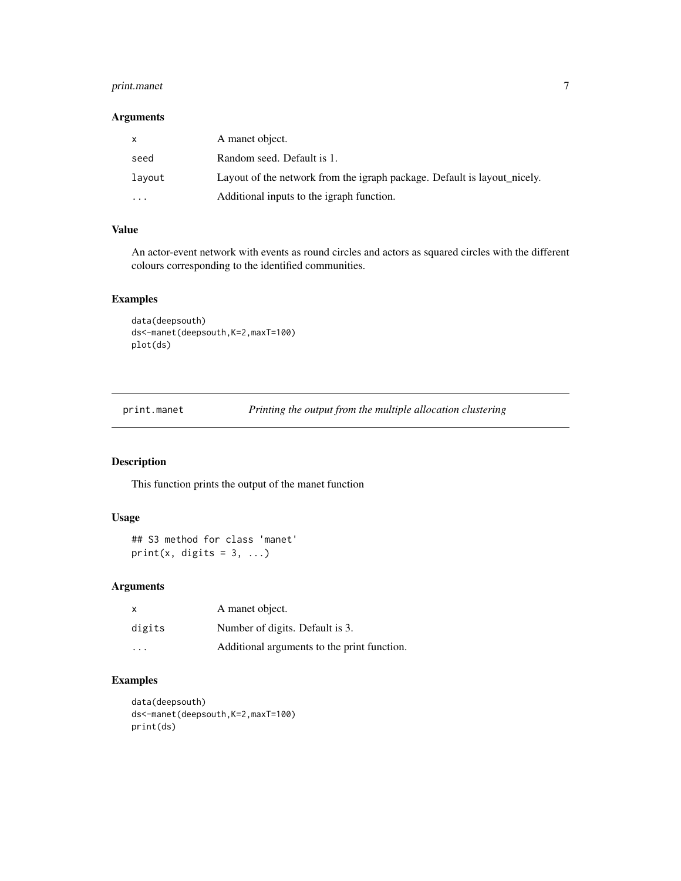### Arguments

| | |
|---|---|
| x | A manet object. |
| seed | Random seed. Default is 1. |
| layout | Layout of the network from the igraph package. Default is layout_nicely. |
| ... | Additional inputs to the igraph function. |

### Value

An actor-event network with events as round circles and actors as squared circles with the different colours corresponding to the identified communities.

### Examples

```
data(deepsouth)
ds<-manet(deepsouth,K=2,maxT=100)
plot(ds)
```

---

## print.manet — *Printing the output from the multiple allocation clustering*

---

### Description

This function prints the output of the manet function

### Usage

```
## S3 method for class 'manet'
print(x, digits = 3, ...)
```

### Arguments

| | |
|---|---|
| x | A manet object. |
| digits | Number of digits. Default is 3. |
| ... | Additional arguments to the print function. |

### Examples

```
data(deepsouth)
ds<-manet(deepsouth,K=2,maxT=100)
print(ds)
```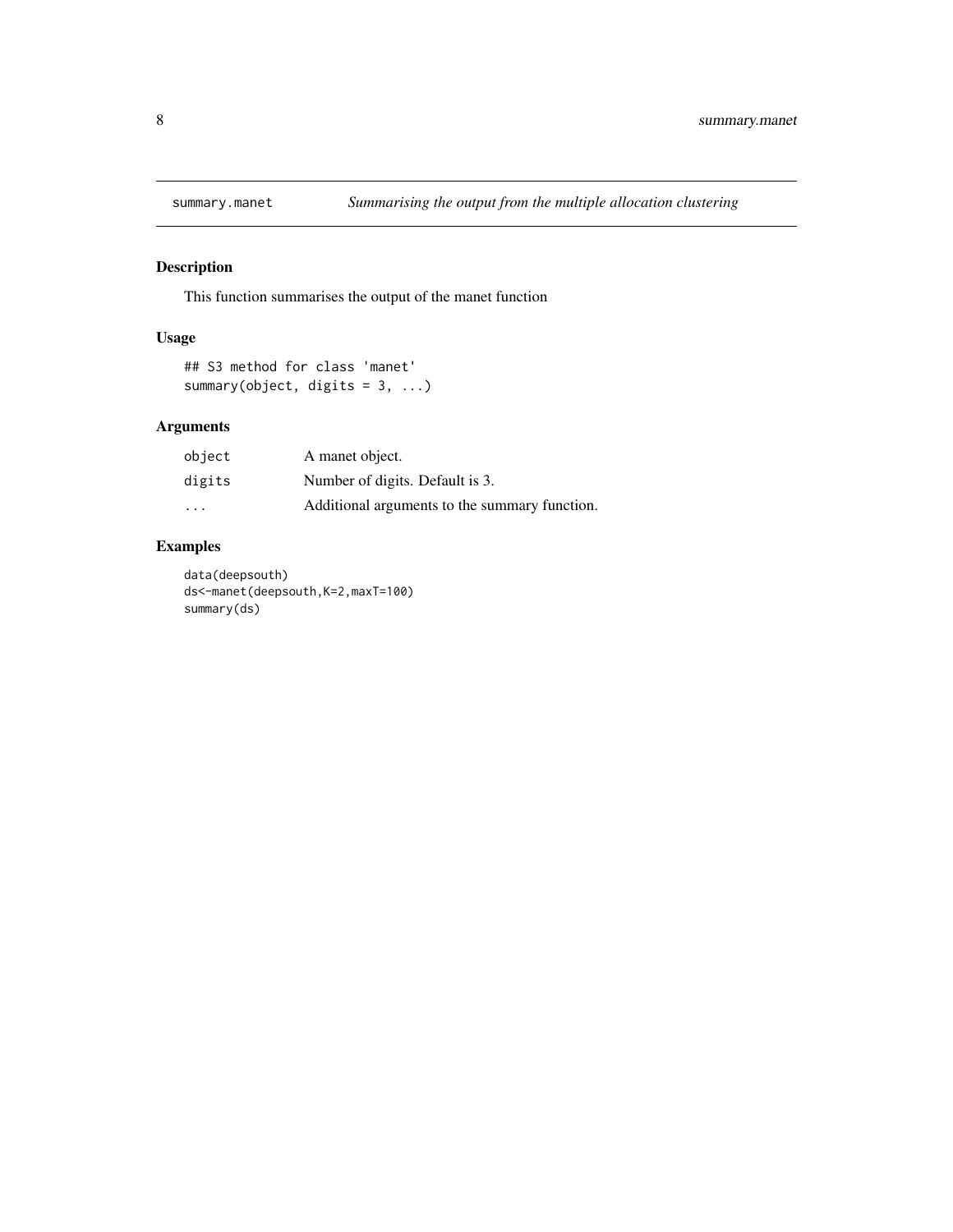# summary.manet    *Summarising the output from the multiple allocation clustering*

## Description

This function summarises the output of the manet function

## Usage

```
## S3 method for class 'manet'
summary(object, digits = 3, ...)
```

## Arguments

| | |
|---|---|
| object | A manet object. |
| digits | Number of digits. Default is 3. |
| ... | Additional arguments to the summary function. |

## Examples

```
data(deepsouth)
ds<-manet(deepsouth,K=2,maxT=100)
summary(ds)
```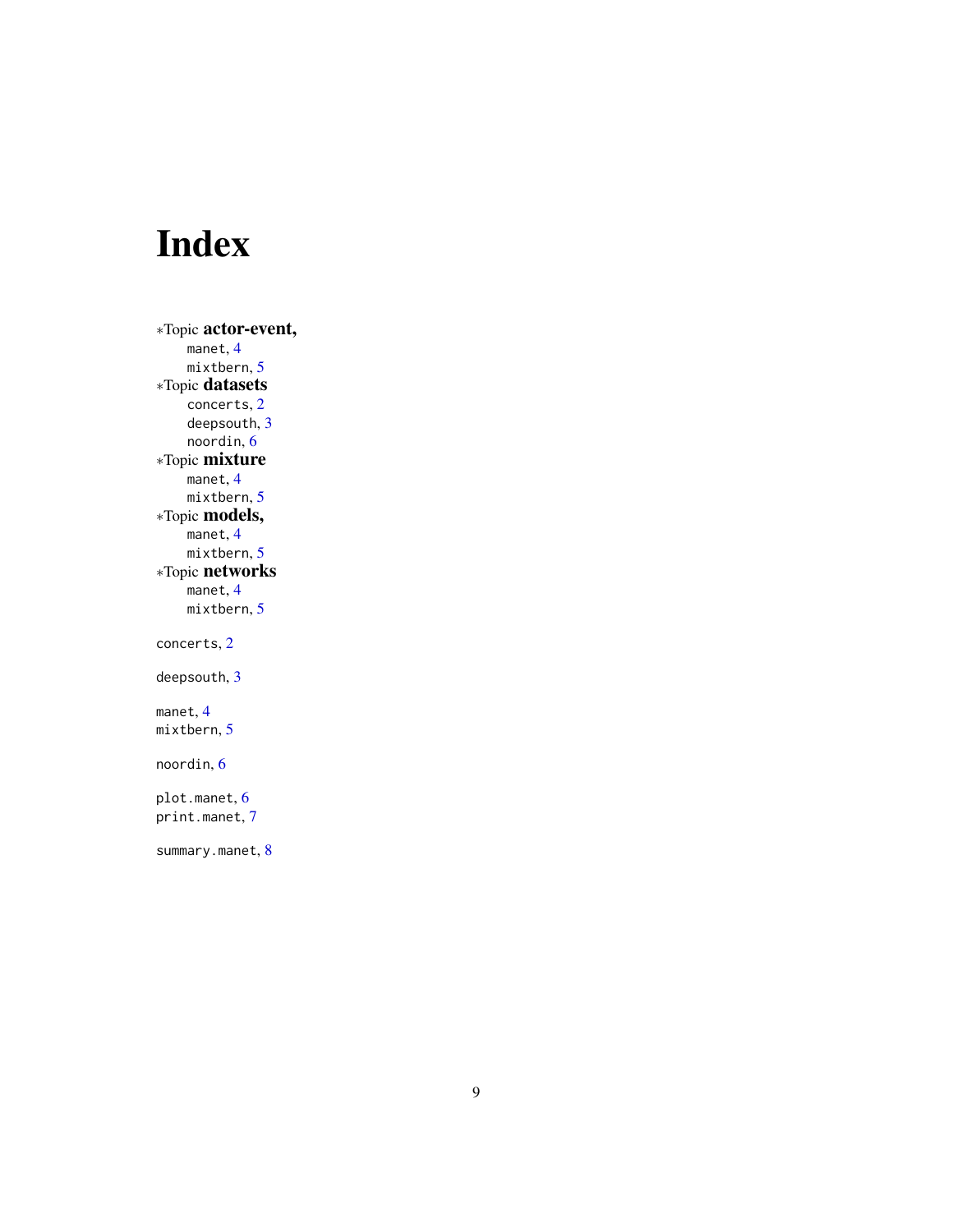# Index

*Topic **actor-event,**
  - manet, 4
  - mixtbern, 5

*Topic **datasets**
  - concerts, 2
  - deepsouth, 3
  - noordin, 6

*Topic **mixture**
  - manet, 4
  - mixtbern, 5

*Topic **models,**
  - manet, 4
  - mixtbern, 5

*Topic **networks**
  - manet, 4
  - mixtbern, 5

concerts, 2

deepsouth, 3

manet, 4
mixtbern, 5

noordin, 6

plot.manet, 6
print.manet, 7

summary.manet, 8